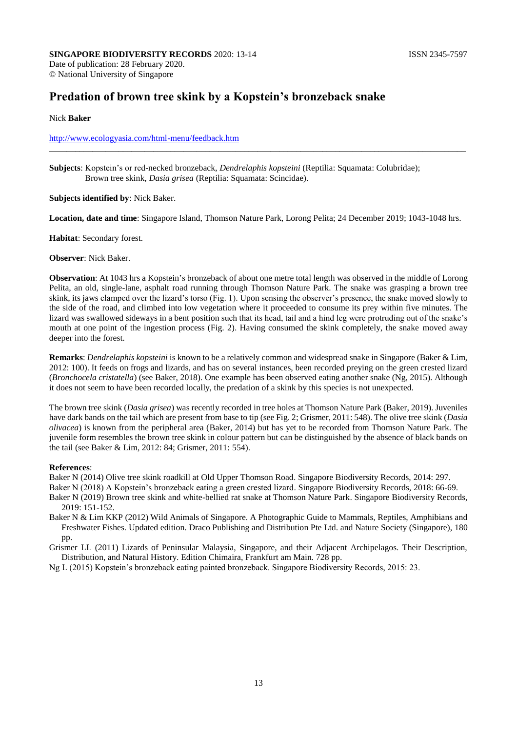**SINGAPORE BIODIVERSITY RECORDS** 2020: 13-14 ISSN 2345-7597

Date of publication: 28 February 2020.
© National University of Singapore

# Predation of brown tree skink by a Kopstein's bronzeback snake

Nick **Baker**

http://www.ecologyasia.com/html-menu/feedback.htm

---

**Subjects**: Kopstein's or red-necked bronzeback, *Dendrelaphis kopsteini* (Reptilia: Squamata: Colubridae);
Brown tree skink, *Dasia grisea* (Reptilia: Squamata: Scincidae).

**Subjects identified by**: Nick Baker.

**Location, date and time**: Singapore Island, Thomson Nature Park, Lorong Pelita; 24 December 2019; 1043-1048 hrs.

**Habitat**: Secondary forest.

**Observer**: Nick Baker.

**Observation**: At 1043 hrs a Kopstein's bronzeback of about one metre total length was observed in the middle of Lorong Pelita, an old, single-lane, asphalt road running through Thomson Nature Park. The snake was grasping a brown tree skink, its jaws clamped over the lizard's torso (Fig. 1). Upon sensing the observer's presence, the snake moved slowly to the side of the road, and climbed into low vegetation where it proceeded to consume its prey within five minutes. The lizard was swallowed sideways in a bent position such that its head, tail and a hind leg were protruding out of the snake's mouth at one point of the ingestion process (Fig. 2). Having consumed the skink completely, the snake moved away deeper into the forest.

**Remarks**: *Dendrelaphis kopsteini* is known to be a relatively common and widespread snake in Singapore (Baker & Lim, 2012: 100). It feeds on frogs and lizards, and has on several instances, been recorded preying on the green crested lizard (*Bronchocela cristatella*) (see Baker, 2018). One example has been observed eating another snake (Ng, 2015). Although it does not seem to have been recorded locally, the predation of a skink by this species is not unexpected.

The brown tree skink (*Dasia grisea*) was recently recorded in tree holes at Thomson Nature Park (Baker, 2019). Juveniles have dark bands on the tail which are present from base to tip (see Fig. 2; Grismer, 2011: 548). The olive tree skink (*Dasia olivacea*) is known from the peripheral area (Baker, 2014) but has yet to be recorded from Thomson Nature Park. The juvenile form resembles the brown tree skink in colour pattern but can be distinguished by the absence of black bands on the tail (see Baker & Lim, 2012: 84; Grismer, 2011: 554).

**References**:

Baker N (2014) Olive tree skink roadkill at Old Upper Thomson Road. Singapore Biodiversity Records, 2014: 297.

Baker N (2018) A Kopstein's bronzeback eating a green crested lizard. Singapore Biodiversity Records, 2018: 66-69.

Baker N (2019) Brown tree skink and white-bellied rat snake at Thomson Nature Park. Singapore Biodiversity Records, 2019: 151-152.

Baker N & Lim KKP (2012) Wild Animals of Singapore. A Photographic Guide to Mammals, Reptiles, Amphibians and Freshwater Fishes. Updated edition. Draco Publishing and Distribution Pte Ltd. and Nature Society (Singapore), 180 pp.

Grismer LL (2011) Lizards of Peninsular Malaysia, Singapore, and their Adjacent Archipelagos. Their Description, Distribution, and Natural History. Edition Chimaira, Frankfurt am Main. 728 pp.

Ng L (2015) Kopstein's bronzeback eating painted bronzeback. Singapore Biodiversity Records, 2015: 23.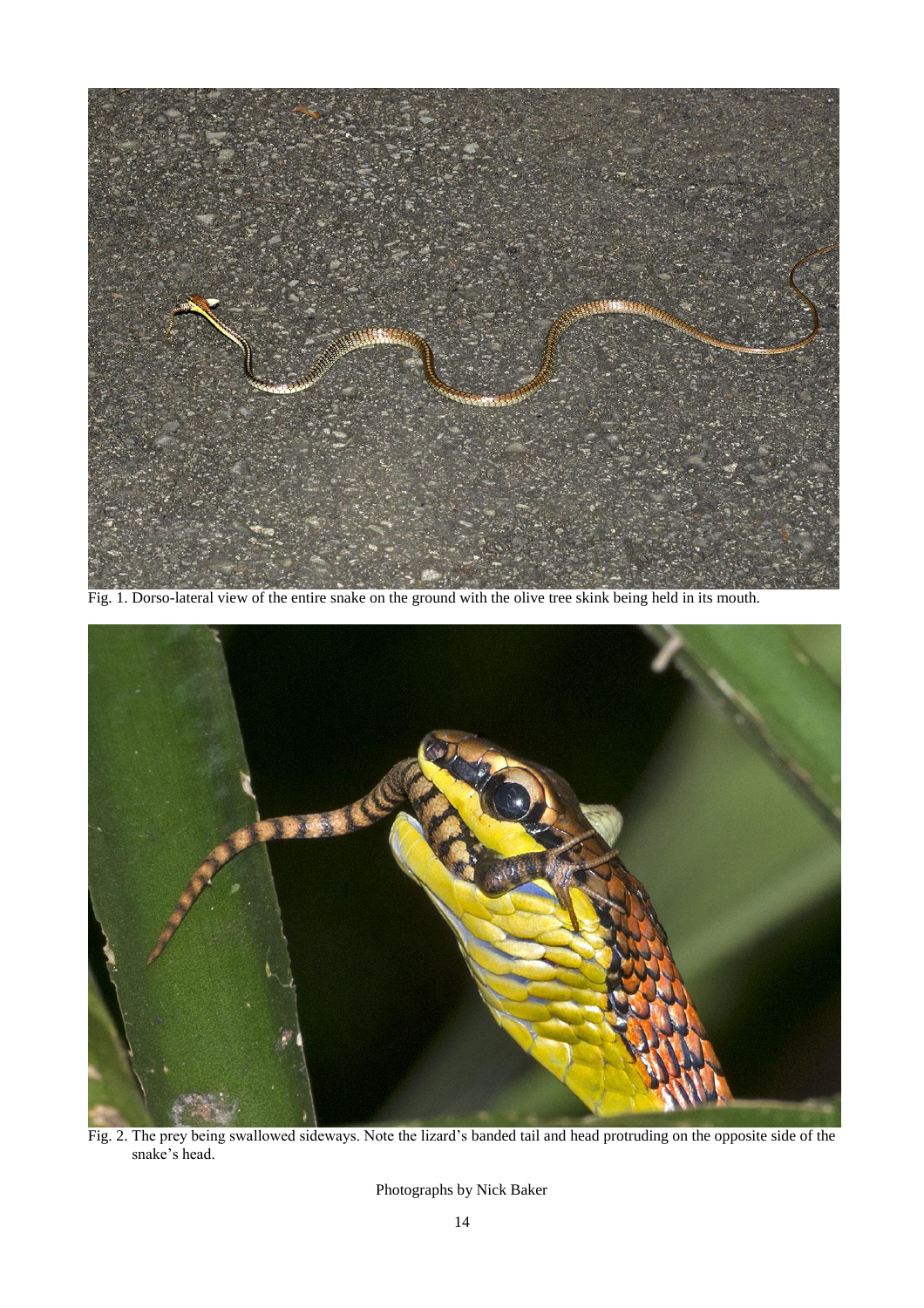Fig. 1. Dorso-lateral view of the entire snake on the ground with the olive tree skink being held in its mouth.

Fig. 2. The prey being swallowed sideways. Note the lizard's banded tail and head protruding on the opposite side of the snake's head.

Photographs by Nick Baker